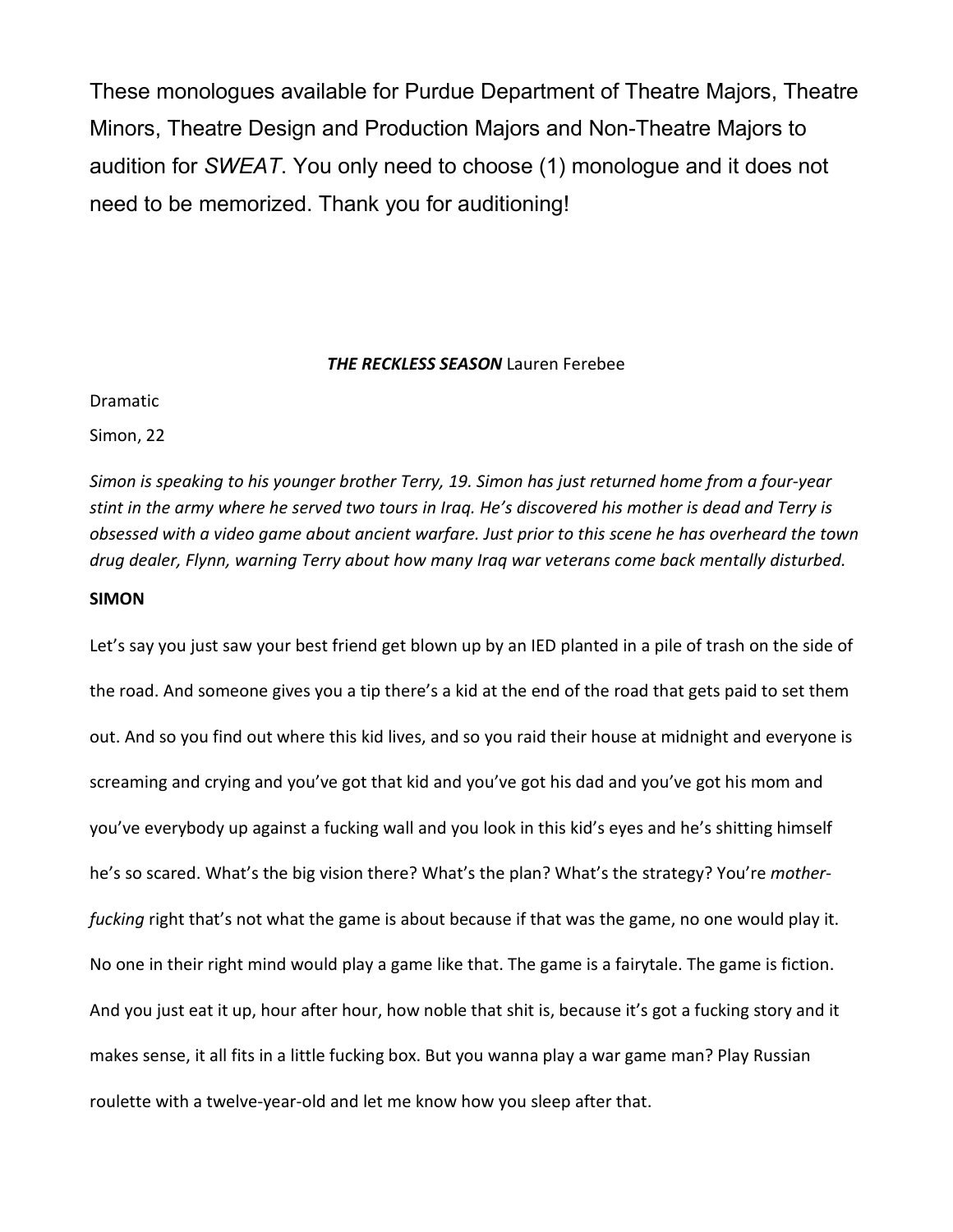These monologues available for Purdue Department of Theatre Majors, Theatre Minors, Theatre Design and Production Majors and Non-Theatre Majors to audition for *SWEAT*. You only need to choose (1) monologue and it does not need to be memorized. Thank you for auditioning!

**_THE RECKLESS SEASON_** Lauren Ferebee

Dramatic

Simon, 22

*Simon is speaking to his younger brother Terry, 19. Simon has just returned home from a four-year stint in the army where he served two tours in Iraq. He's discovered his mother is dead and Terry is obsessed with a video game about ancient warfare. Just prior to this scene he has overheard the town drug dealer, Flynn, warning Terry about how many Iraq war veterans come back mentally disturbed.*

**SIMON**

Let's say you just saw your best friend get blown up by an IED planted in a pile of trash on the side of the road. And someone gives you a tip there's a kid at the end of the road that gets paid to set them out. And so you find out where this kid lives, and so you raid their house at midnight and everyone is screaming and crying and you've got that kid and you've got his dad and you've got his mom and you've everybody up against a fucking wall and you look in this kid's eyes and he's shitting himself he's so scared. What's the big vision there? What's the plan? What's the strategy? You're *mother-fucking* right that's not what the game is about because if that was the game, no one would play it. No one in their right mind would play a game like that. The game is a fairytale. The game is fiction. And you just eat it up, hour after hour, how noble that shit is, because it's got a fucking story and it makes sense, it all fits in a little fucking box. But you wanna play a war game man? Play Russian roulette with a twelve-year-old and let me know how you sleep after that.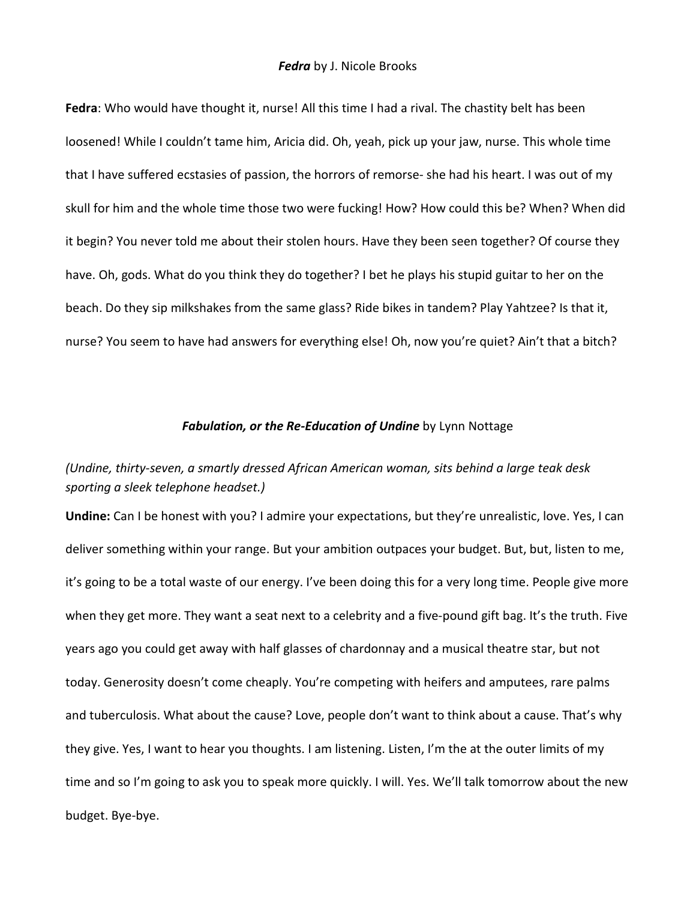***Fedra*** by J. Nicole Brooks

**Fedra**: Who would have thought it, nurse! All this time I had a rival. The chastity belt has been loosened! While I couldn't tame him, Aricia did. Oh, yeah, pick up your jaw, nurse. This whole time that I have suffered ecstasies of passion, the horrors of remorse- she had his heart. I was out of my skull for him and the whole time those two were fucking! How? How could this be? When? When did it begin? You never told me about their stolen hours. Have they been seen together? Of course they have. Oh, gods. What do you think they do together? I bet he plays his stupid guitar to her on the beach. Do they sip milkshakes from the same glass? Ride bikes in tandem? Play Yahtzee? Is that it, nurse? You seem to have had answers for everything else! Oh, now you're quiet? Ain't that a bitch?

***Fabulation, or the Re-Education of Undine*** by Lynn Nottage

*(Undine, thirty-seven, a smartly dressed African American woman, sits behind a large teak desk sporting a sleek telephone headset.)*

**Undine:** Can I be honest with you? I admire your expectations, but they're unrealistic, love. Yes, I can deliver something within your range. But your ambition outpaces your budget. But, but, listen to me, it's going to be a total waste of our energy. I've been doing this for a very long time. People give more when they get more. They want a seat next to a celebrity and a five-pound gift bag. It's the truth. Five years ago you could get away with half glasses of chardonnay and a musical theatre star, but not today. Generosity doesn't come cheaply. You're competing with heifers and amputees, rare palms and tuberculosis. What about the cause? Love, people don't want to think about a cause. That's why they give. Yes, I want to hear you thoughts. I am listening. Listen, I'm the at the outer limits of my time and so I'm going to ask you to speak more quickly. I will. Yes. We'll talk tomorrow about the new budget. Bye-bye.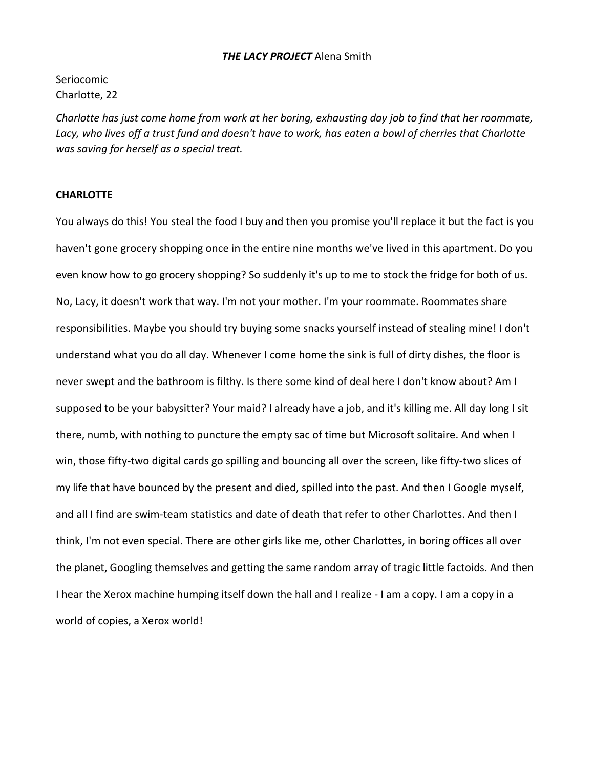***THE LACY PROJECT*** **Alena Smith**

Seriocomic
Charlotte, 22

*Charlotte has just come home from work at her boring, exhausting day job to find that her roommate, Lacy, who lives off a trust fund and doesn't have to work, has eaten a bowl of cherries that Charlotte was saving for herself as a special treat.*

**CHARLOTTE**

You always do this! You steal the food I buy and then you promise you'll replace it but the fact is you haven't gone grocery shopping once in the entire nine months we've lived in this apartment. Do you even know how to go grocery shopping? So suddenly it's up to me to stock the fridge for both of us. No, Lacy, it doesn't work that way. I'm not your mother. I'm your roommate. Roommates share responsibilities. Maybe you should try buying some snacks yourself instead of stealing mine! I don't understand what you do all day. Whenever I come home the sink is full of dirty dishes, the floor is never swept and the bathroom is filthy. Is there some kind of deal here I don't know about? Am I supposed to be your babysitter? Your maid? I already have a job, and it's killing me. All day long I sit there, numb, with nothing to puncture the empty sac of time but Microsoft solitaire. And when I win, those fifty-two digital cards go spilling and bouncing all over the screen, like fifty-two slices of my life that have bounced by the present and died, spilled into the past. And then I Google myself, and all I find are swim-team statistics and date of death that refer to other Charlottes. And then I think, I'm not even special. There are other girls like me, other Charlottes, in boring offices all over the planet, Googling themselves and getting the same random array of tragic little factoids. And then I hear the Xerox machine humping itself down the hall and I realize - I am a copy. I am a copy in a world of copies, a Xerox world!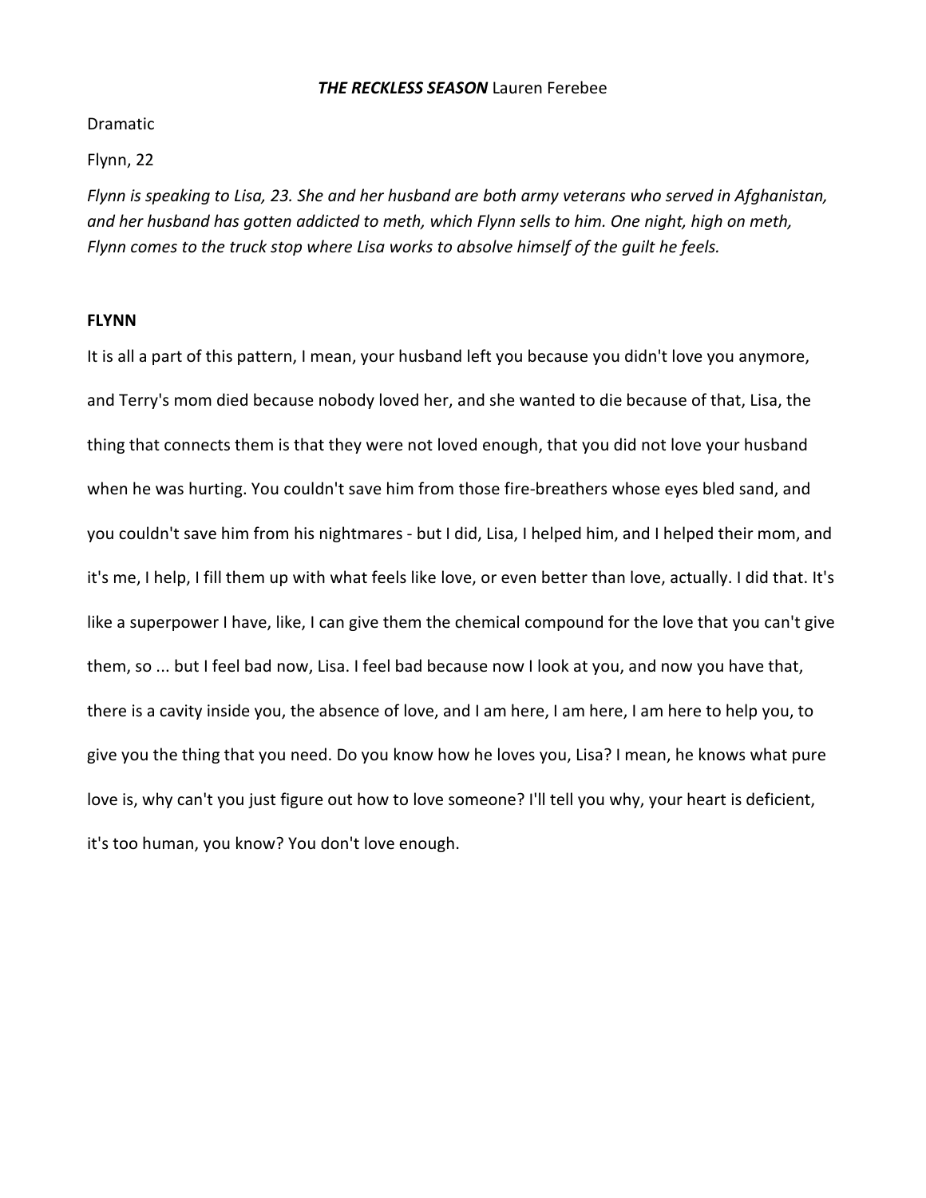***THE RECKLESS SEASON*** **Lauren Ferebee**

Dramatic

Flynn, 22

*Flynn is speaking to Lisa, 23. She and her husband are both army veterans who served in Afghanistan, and her husband has gotten addicted to meth, which Flynn sells to him. One night, high on meth, Flynn comes to the truck stop where Lisa works to absolve himself of the guilt he feels.*

**FLYNN**

It is all a part of this pattern, I mean, your husband left you because you didn't love you anymore, and Terry's mom died because nobody loved her, and she wanted to die because of that, Lisa, the thing that connects them is that they were not loved enough, that you did not love your husband when he was hurting. You couldn't save him from those fire-breathers whose eyes bled sand, and you couldn't save him from his nightmares - but I did, Lisa, I helped him, and I helped their mom, and it's me, I help, I fill them up with what feels like love, or even better than love, actually. I did that. It's like a superpower I have, like, I can give them the chemical compound for the love that you can't give them, so ... but I feel bad now, Lisa. I feel bad because now I look at you, and now you have that, there is a cavity inside you, the absence of love, and I am here, I am here, I am here to help you, to give you the thing that you need. Do you know how he loves you, Lisa? I mean, he knows what pure love is, why can't you just figure out how to love someone? I'll tell you why, your heart is deficient, it's too human, you know? You don't love enough.